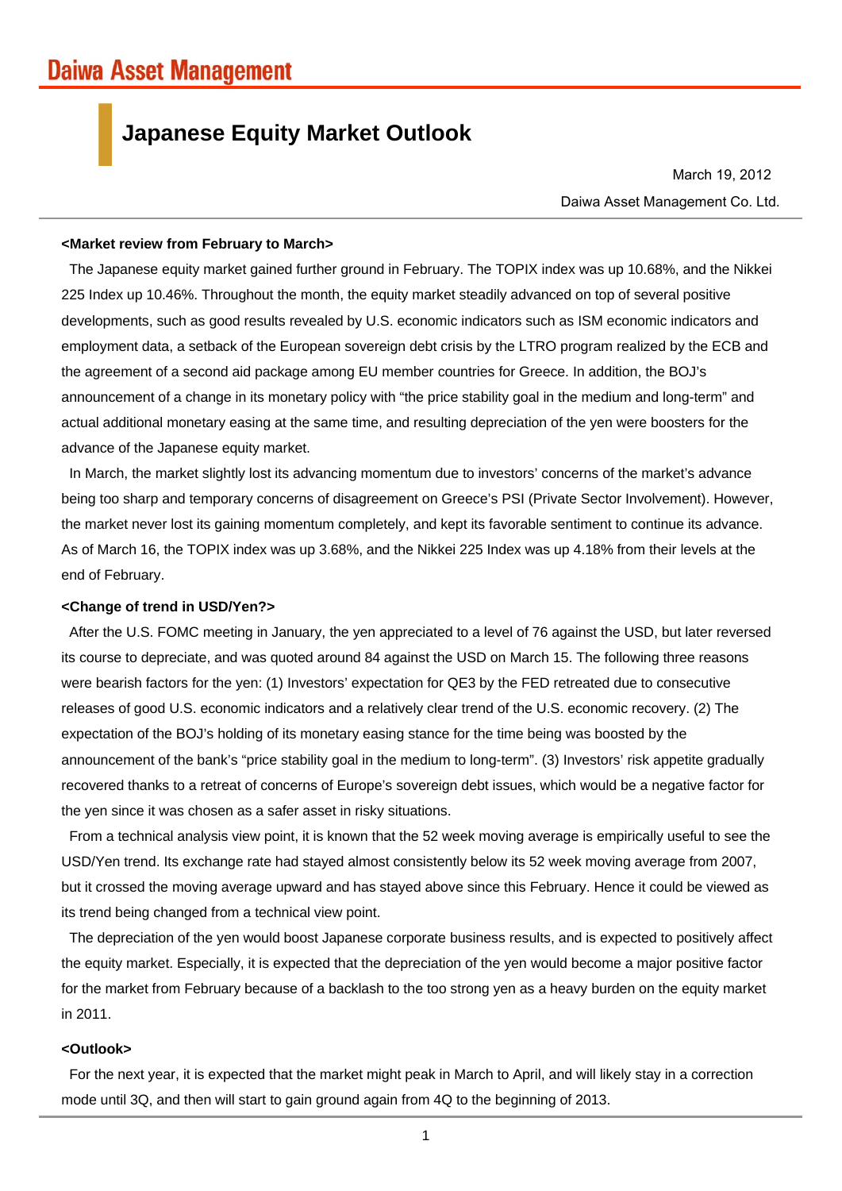Daiwa Asset Management

# Japanese Equity Market Outlook

March 19, 2012

Daiwa Asset Management Co. Ltd.

**<Market review from February to March>**

The Japanese equity market gained further ground in February. The TOPIX index was up 10.68%, and the Nikkei 225 Index up 10.46%. Throughout the month, the equity market steadily advanced on top of several positive developments, such as good results revealed by U.S. economic indicators such as ISM economic indicators and employment data, a setback of the European sovereign debt crisis by the LTRO program realized by the ECB and the agreement of a second aid package among EU member countries for Greece. In addition, the BOJ's announcement of a change in its monetary policy with "the price stability goal in the medium and long-term" and actual additional monetary easing at the same time, and resulting depreciation of the yen were boosters for the advance of the Japanese equity market.

In March, the market slightly lost its advancing momentum due to investors' concerns of the market's advance being too sharp and temporary concerns of disagreement on Greece's PSI (Private Sector Involvement). However, the market never lost its gaining momentum completely, and kept its favorable sentiment to continue its advance. As of March 16, the TOPIX index was up 3.68%, and the Nikkei 225 Index was up 4.18% from their levels at the end of February.

**<Change of trend in USD/Yen?>**

After the U.S. FOMC meeting in January, the yen appreciated to a level of 76 against the USD, but later reversed its course to depreciate, and was quoted around 84 against the USD on March 15. The following three reasons were bearish factors for the yen: (1) Investors' expectation for QE3 by the FED retreated due to consecutive releases of good U.S. economic indicators and a relatively clear trend of the U.S. economic recovery. (2) The expectation of the BOJ's holding of its monetary easing stance for the time being was boosted by the announcement of the bank's "price stability goal in the medium to long-term". (3) Investors' risk appetite gradually recovered thanks to a retreat of concerns of Europe's sovereign debt issues, which would be a negative factor for the yen since it was chosen as a safer asset in risky situations.

From a technical analysis view point, it is known that the 52 week moving average is empirically useful to see the USD/Yen trend. Its exchange rate had stayed almost consistently below its 52 week moving average from 2007, but it crossed the moving average upward and has stayed above since this February. Hence it could be viewed as its trend being changed from a technical view point.

The depreciation of the yen would boost Japanese corporate business results, and is expected to positively affect the equity market. Especially, it is expected that the depreciation of the yen would become a major positive factor for the market from February because of a backlash to the too strong yen as a heavy burden on the equity market in 2011.

**<Outlook>**

For the next year, it is expected that the market might peak in March to April, and will likely stay in a correction mode until 3Q, and then will start to gain ground again from 4Q to the beginning of 2013.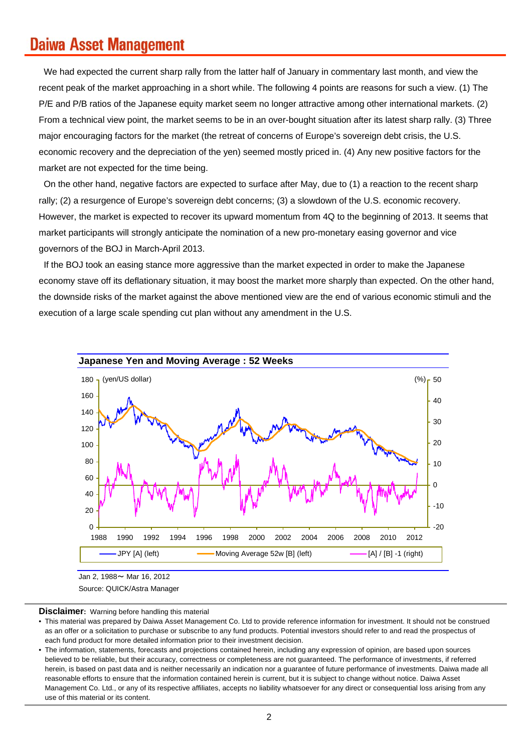# Daiwa Asset Management

We had expected the current sharp rally from the latter half of January in commentary last month, and view the recent peak of the market approaching in a short while. The following 4 points are reasons for such a view. (1) The P/E and P/B ratios of the Japanese equity market seem no longer attractive among other international markets. (2) From a technical view point, the market seems to be in an over-bought situation after its latest sharp rally. (3) Three major encouraging factors for the market (the retreat of concerns of Europe's sovereign debt crisis, the U.S. economic recovery and the depreciation of the yen) seemed mostly priced in. (4) Any new positive factors for the market are not expected for the time being.

On the other hand, negative factors are expected to surface after May, due to (1) a reaction to the recent sharp rally; (2) a resurgence of Europe's sovereign debt concerns; (3) a slowdown of the U.S. economic recovery. However, the market is expected to recover its upward momentum from 4Q to the beginning of 2013. It seems that market participants will strongly anticipate the nomination of a new pro-monetary easing governor and vice governors of the BOJ in March-April 2013.

If the BOJ took an easing stance more aggressive than the market expected in order to make the Japanese economy stave off its deflationary situation, it may boost the market more sharply than expected. On the other hand, the downside risks of the market against the above mentioned view are the end of various economic stimuli and the execution of a large scale spending cut plan without any amendment in the U.S.

**Japanese Yen and Moving Average : 52 Weeks**

(yen/US dollar)
180
160
140
120
100
80
60
40
20
0

(%)
50
40
30
20
10
0
-10
-20

1988 1990 1992 1994 1996 1998 2000 2002 2004 2006 2008 2010 2012

JPY [A] (left)
Moving Average 52w [B] (left)
[A] / [B] -1 (right)

Jan 2, 1988～ Mar 16, 2012

Source: QUICK/Astra Manager

**Disclaimer:** Warning before handling this material

- This material was prepared by Daiwa Asset Management Co. Ltd to provide reference information for investment. It should not be construed as an offer or a solicitation to purchase or subscribe to any fund products. Potential investors should refer to and read the prospectus of each fund product for more detailed information prior to their investment decision.
- The information, statements, forecasts and projections contained herein, including any expression of opinion, are based upon sources believed to be reliable, but their accuracy, correctness or completeness are not guaranteed. The performance of investments, if referred herein, is based on past data and is neither necessarily an indication nor a guarantee of future performance of investments. Daiwa made all reasonable efforts to ensure that the information contained herein is current, but it is subject to change without notice. Daiwa Asset Management Co. Ltd., or any of its respective affiliates, accepts no liability whatsoever for any direct or consequential loss arising from any use of this material or its content.